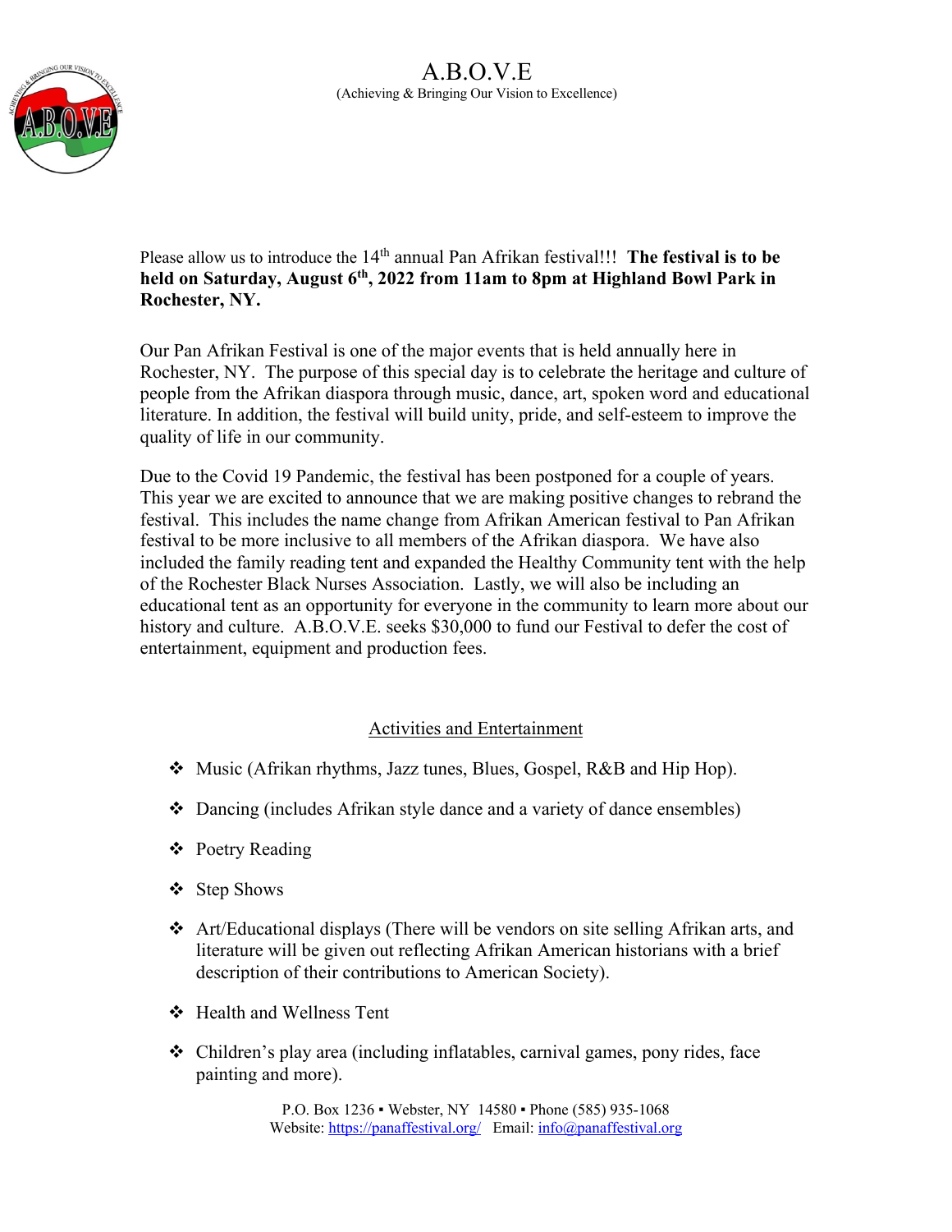# A.B.O.V.E

(Achieving & Bringing Our Vision to Excellence)

Please allow us to introduce the 14th annual Pan Afrikan festival!!! **The festival is to be held on Saturday, August 6th, 2022 from 11am to 8pm at Highland Bowl Park in Rochester, NY.**

Our Pan Afrikan Festival is one of the major events that is held annually here in Rochester, NY. The purpose of this special day is to celebrate the heritage and culture of people from the Afrikan diaspora through music, dance, art, spoken word and educational literature. In addition, the festival will build unity, pride, and self-esteem to improve the quality of life in our community.

Due to the Covid 19 Pandemic, the festival has been postponed for a couple of years. This year we are excited to announce that we are making positive changes to rebrand the festival. This includes the name change from Afrikan American festival to Pan Afrikan festival to be more inclusive to all members of the Afrikan diaspora. We have also included the family reading tent and expanded the Healthy Community tent with the help of the Rochester Black Nurses Association. Lastly, we will also be including an educational tent as an opportunity for everyone in the community to learn more about our history and culture. A.B.O.V.E. seeks $30,000 to fund our Festival to defer the cost of entertainment, equipment and production fees.

## Activities and Entertainment

- Music (Afrikan rhythms, Jazz tunes, Blues, Gospel, R&B and Hip Hop).
- Dancing (includes Afrikan style dance and a variety of dance ensembles)
- Poetry Reading
- Step Shows
- Art/Educational displays (There will be vendors on site selling Afrikan arts, and literature will be given out reflecting Afrikan American historians with a brief description of their contributions to American Society).
- Health and Wellness Tent
- Children's play area (including inflatables, carnival games, pony rides, face painting and more).

P.O. Box 1236 ▪ Webster, NY 14580 ▪ Phone (585) 935-1068
Website: https://panaffestival.org/ Email: info@panaffestival.org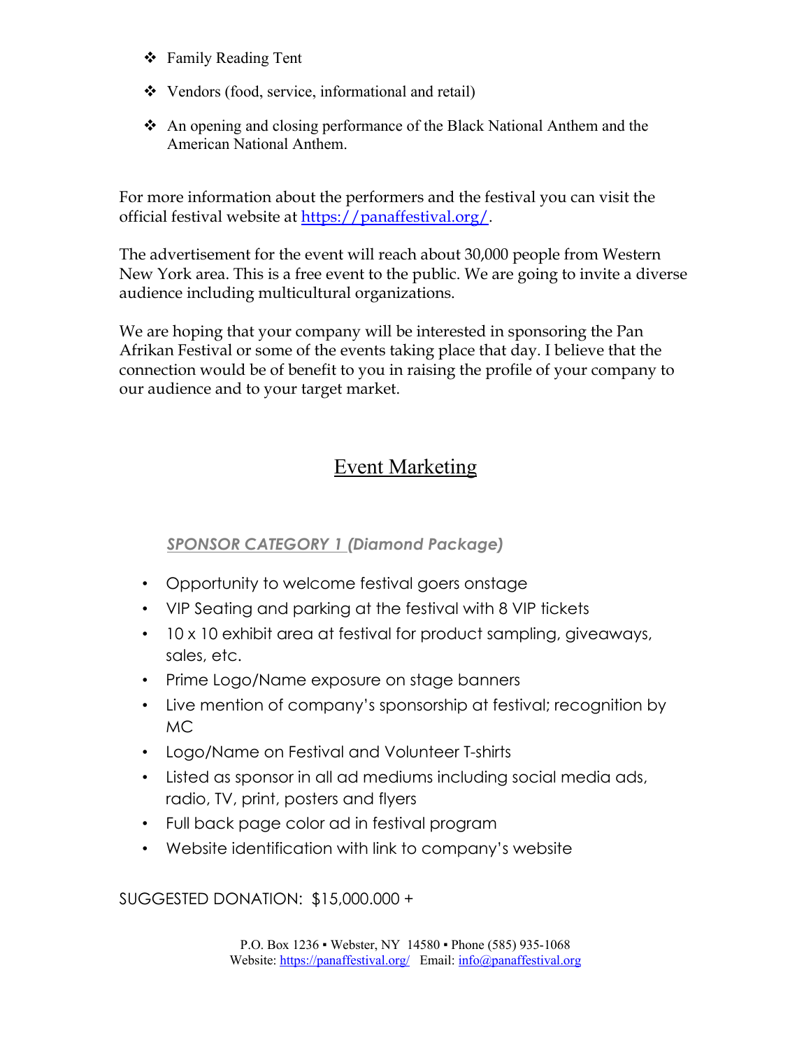- Family Reading Tent
- Vendors (food, service, informational and retail)
- An opening and closing performance of the Black National Anthem and the American National Anthem.

For more information about the performers and the festival you can visit the official festival website at https://panaffestival.org/.

The advertisement for the event will reach about 30,000 people from Western New York area. This is a free event to the public. We are going to invite a diverse audience including multicultural organizations.

We are hoping that your company will be interested in sponsoring the Pan Afrikan Festival or some of the events taking place that day. I believe that the connection would be of benefit to you in raising the profile of your company to our audience and to your target market.

## Event Marketing

### *SPONSOR CATEGORY 1 (Diamond Package)*

- Opportunity to welcome festival goers onstage
- VIP Seating and parking at the festival with 8 VIP tickets
- 10 x 10 exhibit area at festival for product sampling, giveaways, sales, etc.
- Prime Logo/Name exposure on stage banners
- Live mention of company's sponsorship at festival; recognition by MC
- Logo/Name on Festival and Volunteer T-shirts
- Listed as sponsor in all ad mediums including social media ads, radio, TV, print, posters and flyers
- Full back page color ad in festival program
- Website identification with link to company's website

SUGGESTED DONATION: $15,000.000 +

P.O. Box 1236 ▪ Webster, NY 14580 ▪ Phone (585) 935-1068
Website: https://panaffestival.org/ Email: info@panaffestival.org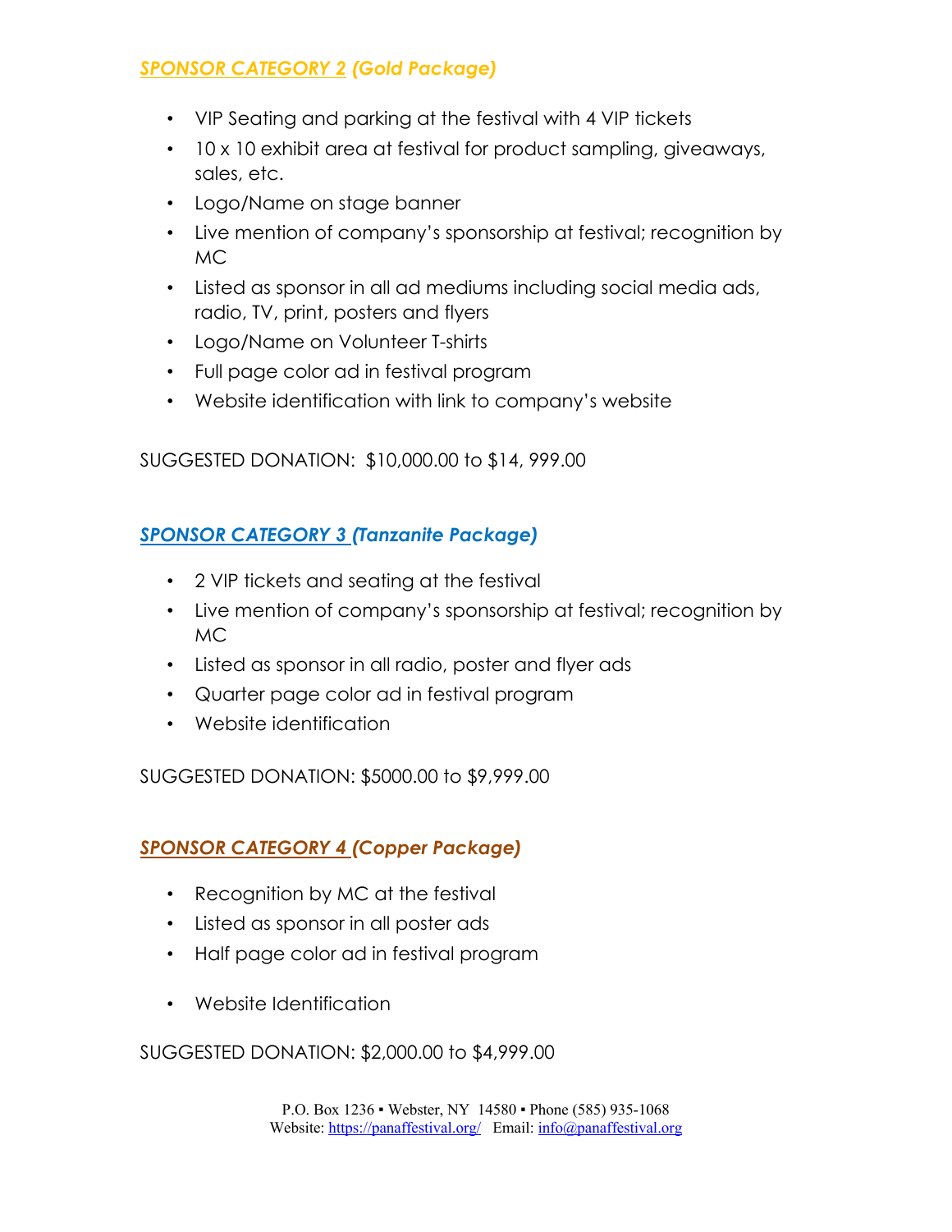## ***SPONSOR CATEGORY 2 (Gold Package)***

- VIP Seating and parking at the festival with 4 VIP tickets
- 10 x 10 exhibit area at festival for product sampling, giveaways, sales, etc.
- Logo/Name on stage banner
- Live mention of company's sponsorship at festival; recognition by MC
- Listed as sponsor in all ad mediums including social media ads, radio, TV, print, posters and flyers
- Logo/Name on Volunteer T-shirts
- Full page color ad in festival program
- Website identification with link to company's website

SUGGESTED DONATION: $10,000.00 to $14, 999.00

## ***SPONSOR CATEGORY 3 (Tanzanite Package)***

- 2 VIP tickets and seating at the festival
- Live mention of company's sponsorship at festival; recognition by MC
- Listed as sponsor in all radio, poster and flyer ads
- Quarter page color ad in festival program
- Website identification

SUGGESTED DONATION: $5000.00 to $9,999.00

## ***SPONSOR CATEGORY 4 (Copper Package)***

- Recognition by MC at the festival
- Listed as sponsor in all poster ads
- Half page color ad in festival program
- Website Identification

SUGGESTED DONATION: $2,000.00 to $4,999.00

P.O. Box 1236 ▪ Webster, NY 14580 ▪ Phone (585) 935-1068
Website: https://panaffestival.org/ Email: info@panaffestival.org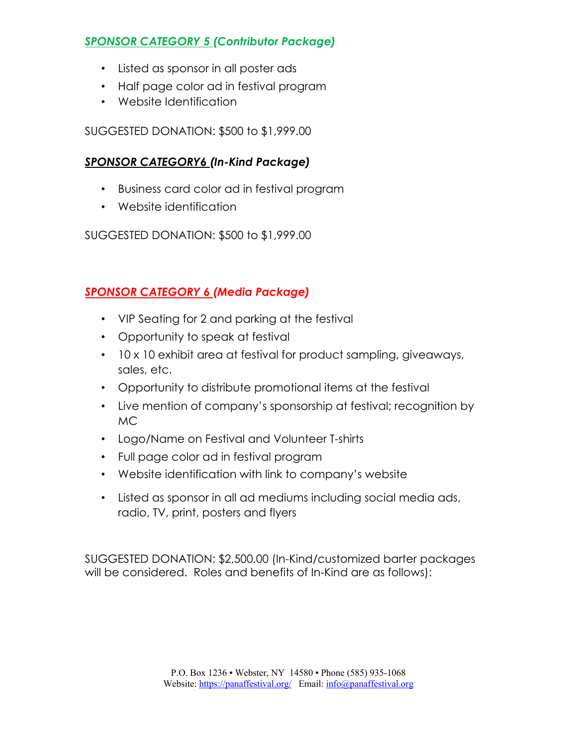### ***SPONSOR CATEGORY 5 (Contributor Package)***

- Listed as sponsor in all poster ads
- Half page color ad in festival program
- Website Identification

SUGGESTED DONATION: $500 to $1,999.00

### ***SPONSOR CATEGORY6 (In-Kind Package)***

- Business card color ad in festival program
- Website identification

SUGGESTED DONATION: $500 to $1,999.00

### ***SPONSOR CATEGORY 6 (Media Package)***

- VIP Seating for 2 and parking at the festival
- Opportunity to speak at festival
- 10 x 10 exhibit area at festival for product sampling, giveaways, sales, etc.
- Opportunity to distribute promotional items at the festival
- Live mention of company's sponsorship at festival; recognition by MC
- Logo/Name on Festival and Volunteer T-shirts
- Full page color ad in festival program
- Website identification with link to company's website
- Listed as sponsor in all ad mediums including social media ads, radio, TV, print, posters and flyers

SUGGESTED DONATION: $2,500.00 (In-Kind/customized barter packages will be considered. Roles and benefits of In-Kind are as follows):

P.O. Box 1236 ▪ Webster, NY 14580 ▪ Phone (585) 935-1068
Website: https://panaffestival.org/ Email: info@panaffestival.org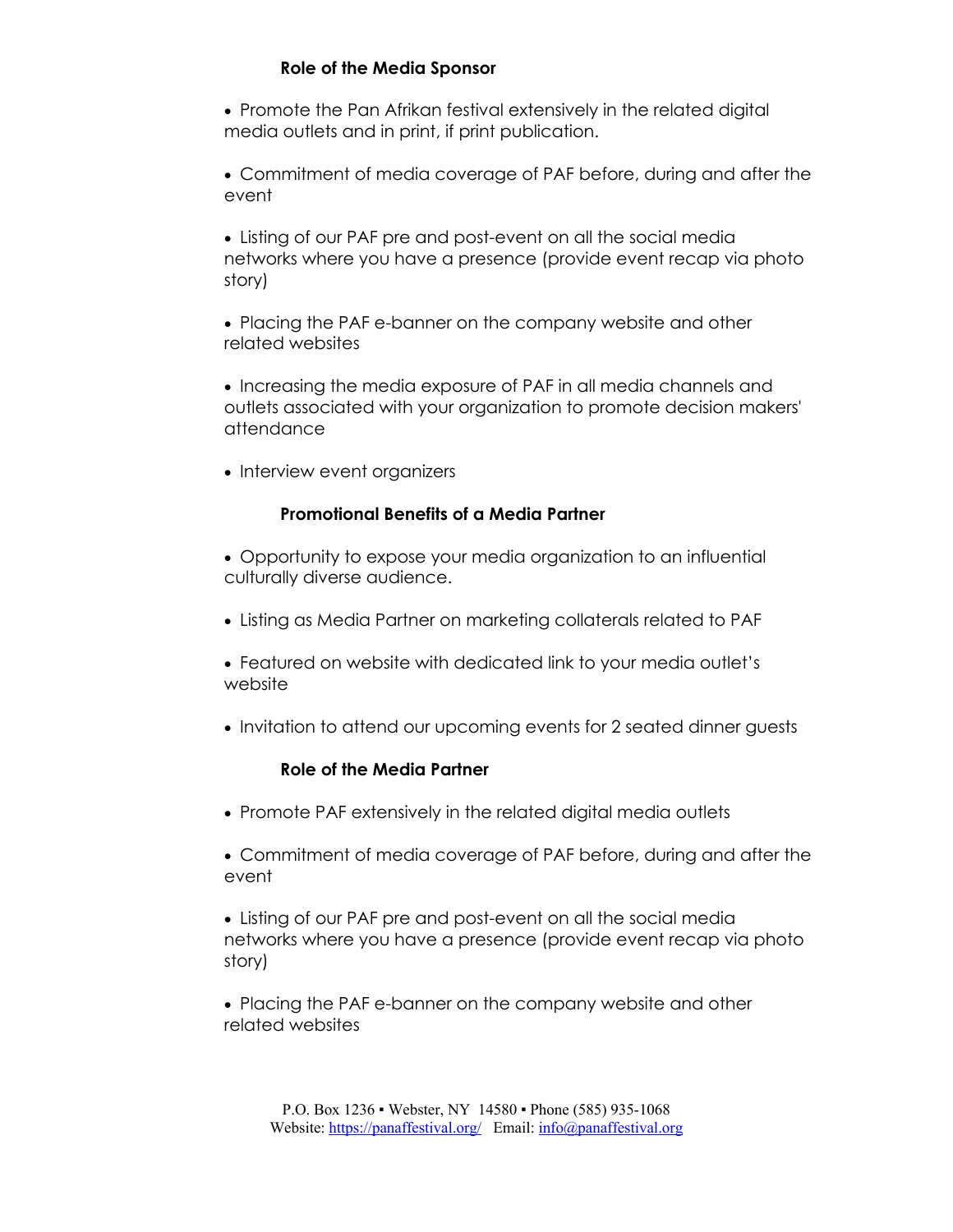### Role of the Media Sponsor

- Promote the Pan Afrikan festival extensively in the related digital media outlets and in print, if print publication.
- Commitment of media coverage of PAF before, during and after the event
- Listing of our PAF pre and post-event on all the social media networks where you have a presence (provide event recap via photo story)
- Placing the PAF e-banner on the company website and other related websites
- Increasing the media exposure of PAF in all media channels and outlets associated with your organization to promote decision makers' attendance
- Interview event organizers

### Promotional Benefits of a Media Partner

- Opportunity to expose your media organization to an influential culturally diverse audience.
- Listing as Media Partner on marketing collaterals related to PAF
- Featured on website with dedicated link to your media outlet's website
- Invitation to attend our upcoming events for 2 seated dinner guests

### Role of the Media Partner

- Promote PAF extensively in the related digital media outlets
- Commitment of media coverage of PAF before, during and after the event
- Listing of our PAF pre and post-event on all the social media networks where you have a presence (provide event recap via photo story)
- Placing the PAF e-banner on the company website and other related websites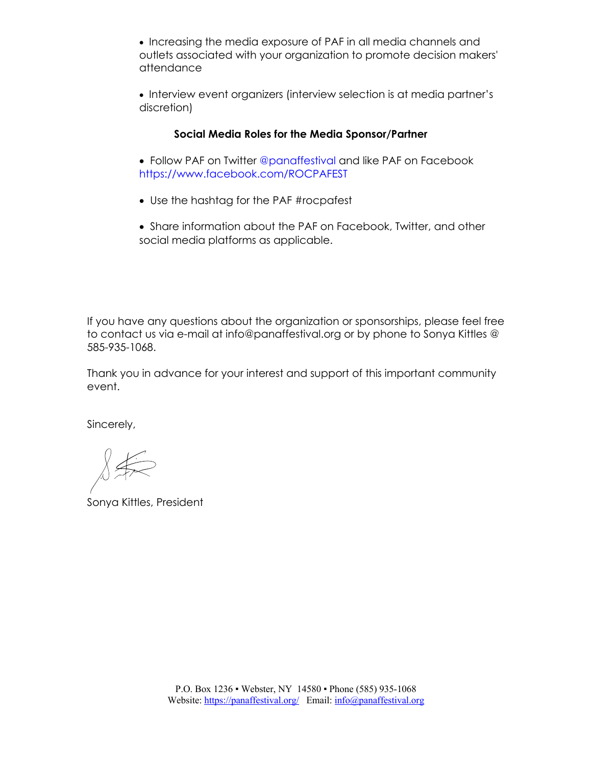- Increasing the media exposure of PAF in all media channels and outlets associated with your organization to promote decision makers' attendance

- Interview event organizers (interview selection is at media partner's discretion)

**Social Media Roles for the Media Sponsor/Partner**

- Follow PAF on Twitter @panaffestival and like PAF on Facebook https://www.facebook.com/ROCPAFEST

- Use the hashtag for the PAF #rocpafest

- Share information about the PAF on Facebook, Twitter, and other social media platforms as applicable.

If you have any questions about the organization or sponsorships, please feel free to contact us via e-mail at info@panaffestival.org or by phone to Sonya Kittles @ 585-935-1068.

Thank you in advance for your interest and support of this important community event.

Sincerely,

Sonya Kittles, President

P.O. Box 1236 ▪ Webster, NY 14580 ▪ Phone (585) 935-1068
Website: https://panaffestival.org/ Email: info@panaffestival.org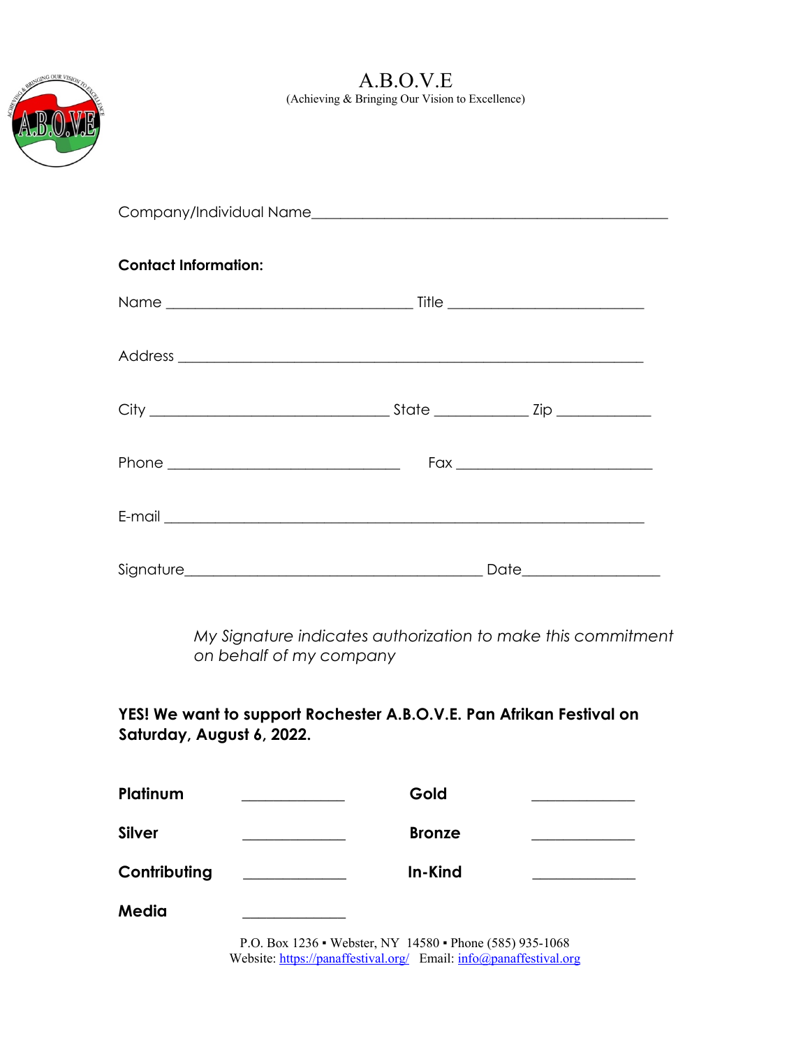# A.B.O.V.E

(Achieving & Bringing Our Vision to Excellence)

Company/Individual Name_______________________________________________

**Contact Information:**

Name ________________________________ Title _________________________

Address ____________________________________________________________

City _______________________________ State ____________ Zip ____________

Phone ______________________________ Fax _________________________

E-mail _____________________________________________________________

Signature_______________________________________ Date_________________

*My Signature indicates authorization to make this commitment on behalf of my company*

**YES! We want to support Rochester A.B.O.V.E. Pan Afrikan Festival on Saturday, August 6, 2022.**

| | | | |
|---|---|---|---|
| **Platinum** | _____________ | **Gold** | _____________ |
| **Silver** | _____________ | **Bronze** | _____________ |
| **Contributing** | _____________ | **In-Kind** | _____________ |
| **Media** | _____________ | | |

P.O. Box 1236 ▪ Webster, NY 14580 ▪ Phone (585) 935-1068
Website: https://panaffestival.org/ Email: info@panaffestival.org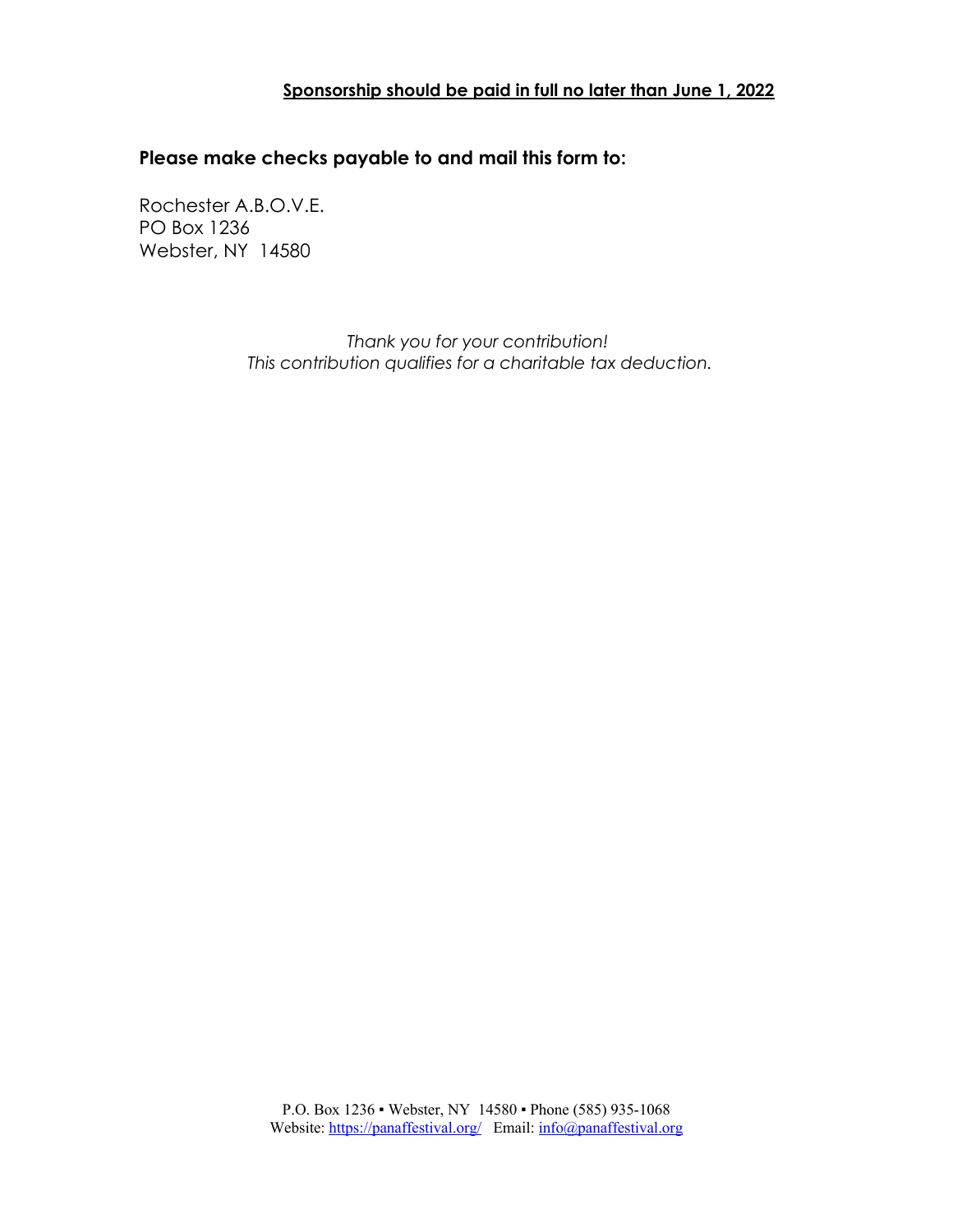**Sponsorship should be paid in full no later than June 1, 2022**

**Please make checks payable to and mail this form to:**

Rochester A.B.O.V.E.
PO Box 1236
Webster, NY 14580

*Thank you for your contribution!*
*This contribution qualifies for a charitable tax deduction.*

P.O. Box 1236 ▪ Webster, NY 14580 ▪ Phone (585) 935-1068
Website: https://panaffestival.org/ Email: info@panaffestival.org